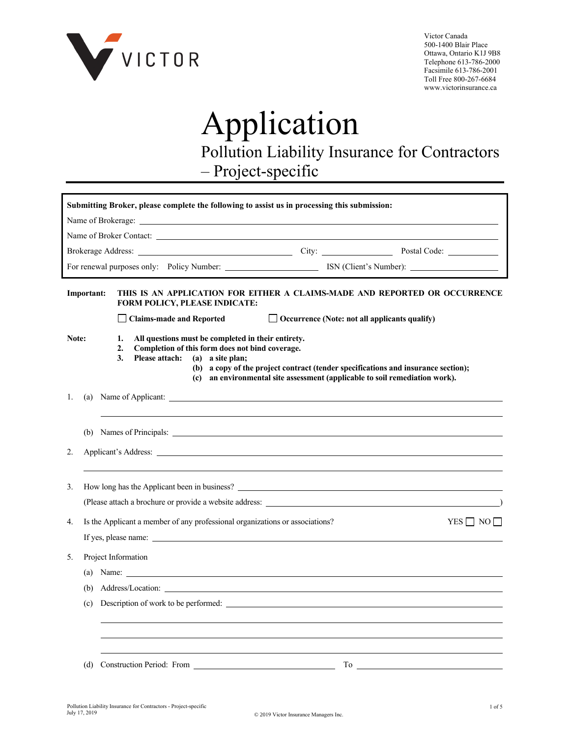VICTOR

Victor Canada
500-1400 Blair Place
Ottawa, Ontario K1J 9B8
Telephone 613-786-2000
Facsimile 613-786-2001
Toll Free 800-267-6684
www.victorinsurance.ca

# Application

## Pollution Liability Insurance for Contractors – Project-specific

**Submitting Broker, please complete the following to assist us in processing this submission:**

Name of Brokerage: ______________________

Name of Broker Contact: ______________________

Brokerage Address: ______________________ City: ______________ Postal Code: ____________

For renewal purposes only: Policy Number: ______________________ ISN (Client's Number): ______________________

**Important:** **THIS IS AN APPLICATION FOR EITHER A CLAIMS-MADE AND REPORTED OR OCCURRENCE FORM POLICY, PLEASE INDICATE:**

☐ **Claims-made and Reported** ☐ **Occurrence (Note: not all applicants qualify)**

**Note:**
1. **All questions must be completed in their entirety.**
2. **Completion of this form does not bind coverage.**
3. **Please attach:**
   - **(a) a site plan;**
   - **(b) a copy of the project contract (tender specifications and insurance section);**
   - **(c) an environmental site assessment (applicable to soil remediation work).**

1. (a) Name of Applicant: ______________________

   (b) Names of Principals: ______________________

2. Applicant's Address: ______________________

3. How long has the Applicant been in business? ______________________

   (Please attach a brochure or provide a website address: ______________________)

4. Is the Applicant a member of any professional organizations or associations? YES ☐ NO ☐

   If yes, please name: ______________________

5. Project Information

   (a) Name: ______________________

   (b) Address/Location: ______________________

   (c) Description of work to be performed: ______________________

   (d) Construction Period: From ______________________ To ______________________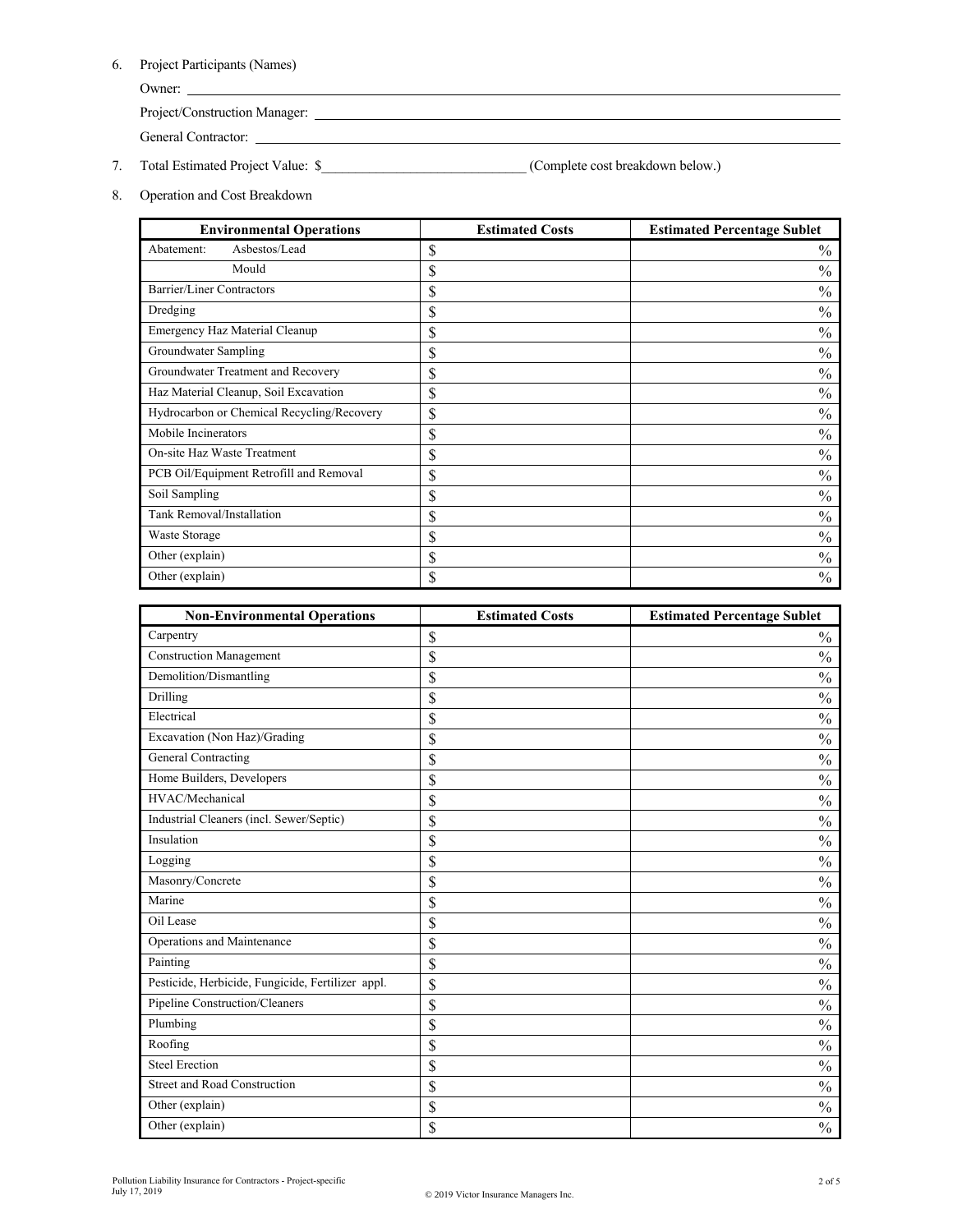6. Project Participants (Names)

   Owner: \_\_\_\_\_\_\_\_\_\_\_\_\_\_\_\_\_\_\_\_\_\_\_\_\_\_\_\_\_\_\_\_\_\_\_\_\_\_\_\_

   Project/Construction Manager: \_\_\_\_\_\_\_\_\_\_\_\_\_\_\_\_\_\_\_\_\_\_\_\_\_\_\_\_\_\_\_\_

   General Contractor: \_\_\_\_\_\_\_\_\_\_\_\_\_\_\_\_\_\_\_\_\_\_\_\_\_\_\_\_\_\_\_\_\_\_\_\_

7. Total Estimated Project Value: $\_\_\_\_\_\_\_\_\_\_\_\_\_\_\_\_\_\_\_\_\_\_\_\_\_\_\_\_\_\_ (Complete cost breakdown below.)

8. Operation and Cost Breakdown

| Environmental Operations | Estimated Costs | Estimated Percentage Sublet |
|---|---|---|
| Abatement: Asbestos/Lead | $ | % |
| Mould | $ | % |
| Barrier/Liner Contractors | $ | % |
| Dredging | $ | % |
| Emergency Haz Material Cleanup | $ | % |
| Groundwater Sampling | $ | % |
| Groundwater Treatment and Recovery | $ | % |
| Haz Material Cleanup, Soil Excavation | $ | % |
| Hydrocarbon or Chemical Recycling/Recovery | $ | % |
| Mobile Incinerators | $ | % |
| On-site Haz Waste Treatment | $ | % |
| PCB Oil/Equipment Retrofill and Removal | $ | % |
| Soil Sampling | $ | % |
| Tank Removal/Installation | $ | % |
| Waste Storage | $ | % |
| Other (explain) | $ | % |
| Other (explain) | $ | % |

| Non-Environmental Operations | Estimated Costs | Estimated Percentage Sublet |
|---|---|---|
| Carpentry | $ | % |
| Construction Management | $ | % |
| Demolition/Dismantling | $ | % |
| Drilling | $ | % |
| Electrical | $ | % |
| Excavation (Non Haz)/Grading | $ | % |
| General Contracting | $ | % |
| Home Builders, Developers | $ | % |
| HVAC/Mechanical | $ | % |
| Industrial Cleaners (incl. Sewer/Septic) | $ | % |
| Insulation | $ | % |
| Logging | $ | % |
| Masonry/Concrete | $ | % |
| Marine | $ | % |
| Oil Lease | $ | % |
| Operations and Maintenance | $ | % |
| Painting | $ | % |
| Pesticide, Herbicide, Fungicide, Fertilizer appl. | $ | % |
| Pipeline Construction/Cleaners | $ | % |
| Plumbing | $ | % |
| Roofing | $ | % |
| Steel Erection | $ | % |
| Street and Road Construction | $ | % |
| Other (explain) | $ | % |
| Other (explain) | $ | % |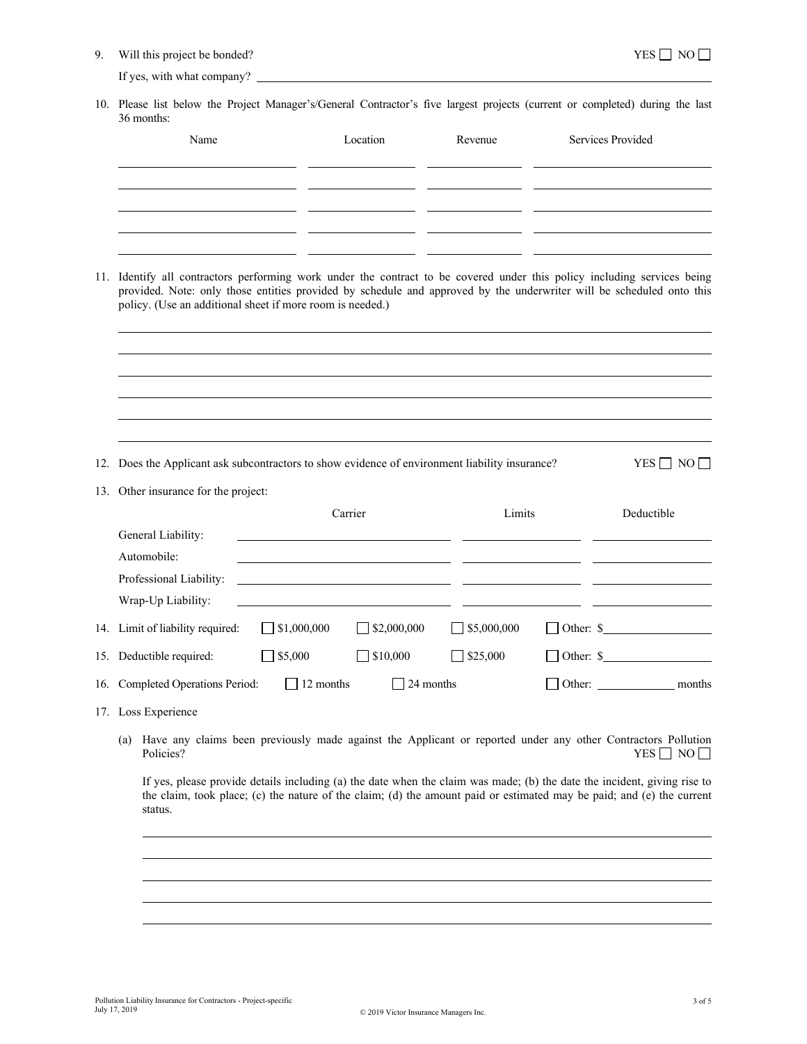9. Will this project be bonded? YES ☐ NO ☐

   If yes, with what company? ______________________________

10. Please list below the Project Manager's/General Contractor's five largest projects (current or completed) during the last 36 months:

| Name | Location | Revenue | Services Provided |
|---|---|---|---|
| | | | |
| | | | |
| | | | |
| | | | |
| | | | |

11. Identify all contractors performing work under the contract to be covered under this policy including services being provided. Note: only those entities provided by schedule and approved by the underwriter will be scheduled onto this policy. (Use an additional sheet if more room is needed.)

    ______________________________

    ______________________________

    ______________________________

    ______________________________

    ______________________________

    ______________________________

12. Does the Applicant ask subcontractors to show evidence of environment liability insurance? YES ☐ NO ☐

13. Other insurance for the project:

| | Carrier | Limits | Deductible |
|---|---|---|---|
| General Liability: | | | |
| Automobile: | | | |
| Professional Liability: | | | |
| Wrap-Up Liability: | | | |

14. Limit of liability required: ☐ $1,000,000 ☐ $2,000,000 ☐ $5,000,000 ☐ Other: $__________

15. Deductible required: ☐ $5,000 ☐ $10,000 ☐ $25,000 ☐ Other: $__________

16. Completed Operations Period: ☐ 12 months ☐ 24 months ☐ Other: __________ months

17. Loss Experience

    (a) Have any claims been previously made against the Applicant or reported under any other Contractors Pollution Policies? YES ☐ NO ☐

    If yes, please provide details including (a) the date when the claim was made; (b) the date the incident, giving rise to the claim, took place; (c) the nature of the claim; (d) the amount paid or estimated may be paid; and (e) the current status.

    ______________________________

    ______________________________

    ______________________________

    ______________________________

    ______________________________

Pollution Liability Insurance for Contractors - Project-specific
July 17, 2019

© 2019 Victor Insurance Managers Inc.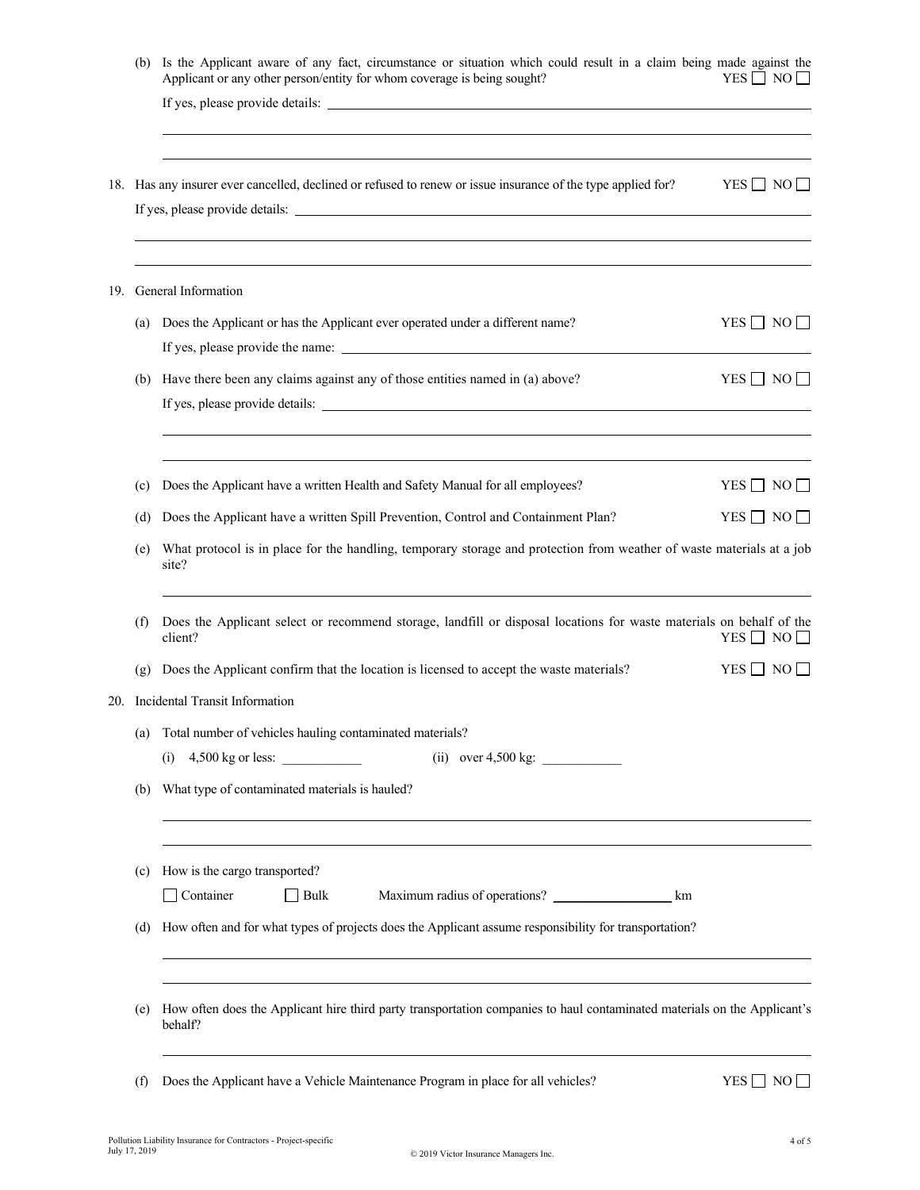(b) Is the Applicant aware of any fact, circumstance or situation which could result in a claim being made against the Applicant or any other person/entity for whom coverage is being sought? YES ☐ NO ☐

If yes, please provide details: \_\_\_\_\_\_\_\_\_\_\_\_\_\_\_\_\_\_\_\_

18. Has any insurer ever cancelled, declined or refused to renew or issue insurance of the type applied for? YES ☐ NO ☐

If yes, please provide details: \_\_\_\_\_\_\_\_\_\_\_\_\_\_\_\_\_\_\_\_

19. General Information

(a) Does the Applicant or has the Applicant ever operated under a different name? YES ☐ NO ☐

If yes, please provide the name: \_\_\_\_\_\_\_\_\_\_\_\_\_\_\_\_\_\_\_\_

(b) Have there been any claims against any of those entities named in (a) above? YES ☐ NO ☐

If yes, please provide details: \_\_\_\_\_\_\_\_\_\_\_\_\_\_\_\_\_\_\_\_

(c) Does the Applicant have a written Health and Safety Manual for all employees? YES ☐ NO ☐

(d) Does the Applicant have a written Spill Prevention, Control and Containment Plan? YES ☐ NO ☐

(e) What protocol is in place for the handling, temporary storage and protection from weather of waste materials at a job site?

\_\_\_\_\_\_\_\_\_\_\_\_\_\_\_\_\_\_\_\_

(f) Does the Applicant select or recommend storage, landfill or disposal locations for waste materials on behalf of the client? YES ☐ NO ☐

(g) Does the Applicant confirm that the location is licensed to accept the waste materials? YES ☐ NO ☐

20. Incidental Transit Information

(a) Total number of vehicles hauling contaminated materials?

(i) 4,500 kg or less: \_\_\_\_\_\_\_\_ (ii) over 4,500 kg: \_\_\_\_\_\_\_\_

(b) What type of contaminated materials is hauled?

\_\_\_\_\_\_\_\_\_\_\_\_\_\_\_\_\_\_\_\_

(c) How is the cargo transported?

☐ Container ☐ Bulk Maximum radius of operations? \_\_\_\_\_\_\_\_ km

(d) How often and for what types of projects does the Applicant assume responsibility for transportation?

\_\_\_\_\_\_\_\_\_\_\_\_\_\_\_\_\_\_\_\_

(e) How often does the Applicant hire third party transportation companies to haul contaminated materials on the Applicant's behalf?

\_\_\_\_\_\_\_\_\_\_\_\_\_\_\_\_\_\_\_\_

(f) Does the Applicant have a Vehicle Maintenance Program in place for all vehicles? YES ☐ NO ☐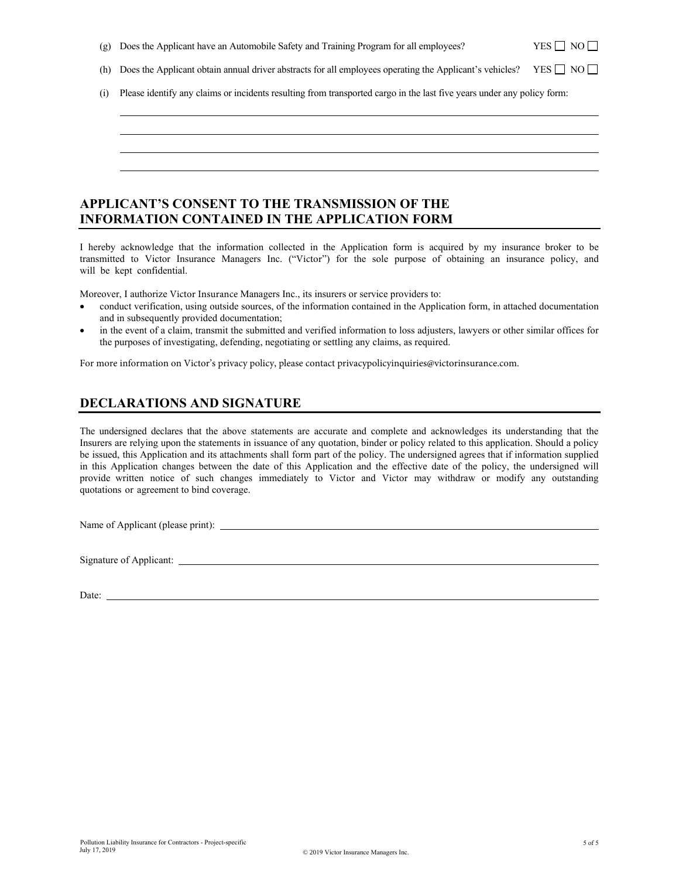(g) Does the Applicant have an Automobile Safety and Training Program for all employees? YES ☐ NO ☐

(h) Does the Applicant obtain annual driver abstracts for all employees operating the Applicant's vehicles? YES ☐ NO ☐

(i) Please identify any claims or incidents resulting from transported cargo in the last five years under any policy form:

______________________________________________________________________________

______________________________________________________________________________

______________________________________________________________________________

______________________________________________________________________________

## APPLICANT'S CONSENT TO THE TRANSMISSION OF THE INFORMATION CONTAINED IN THE APPLICATION FORM

I hereby acknowledge that the information collected in the Application form is acquired by my insurance broker to be transmitted to Victor Insurance Managers Inc. ("Victor") for the sole purpose of obtaining an insurance policy, and will be kept confidential.

Moreover, I authorize Victor Insurance Managers Inc., its insurers or service providers to:

- conduct verification, using outside sources, of the information contained in the Application form, in attached documentation and in subsequently provided documentation;
- in the event of a claim, transmit the submitted and verified information to loss adjusters, lawyers or other similar offices for the purposes of investigating, defending, negotiating or settling any claims, as required.

For more information on Victor's privacy policy, please contact privacypolicyinquiries@victorinsurance.com.

## DECLARATIONS AND SIGNATURE

The undersigned declares that the above statements are accurate and complete and acknowledges its understanding that the Insurers are relying upon the statements in issuance of any quotation, binder or policy related to this application. Should a policy be issued, this Application and its attachments shall form part of the policy. The undersigned agrees that if information supplied in this Application changes between the date of this Application and the effective date of the policy, the undersigned will provide written notice of such changes immediately to Victor and Victor may withdraw or modify any outstanding quotations or agreement to bind coverage.

Name of Applicant (please print): ______________________________________________

Signature of Applicant: ______________________________________________

Date: ______________________________________________